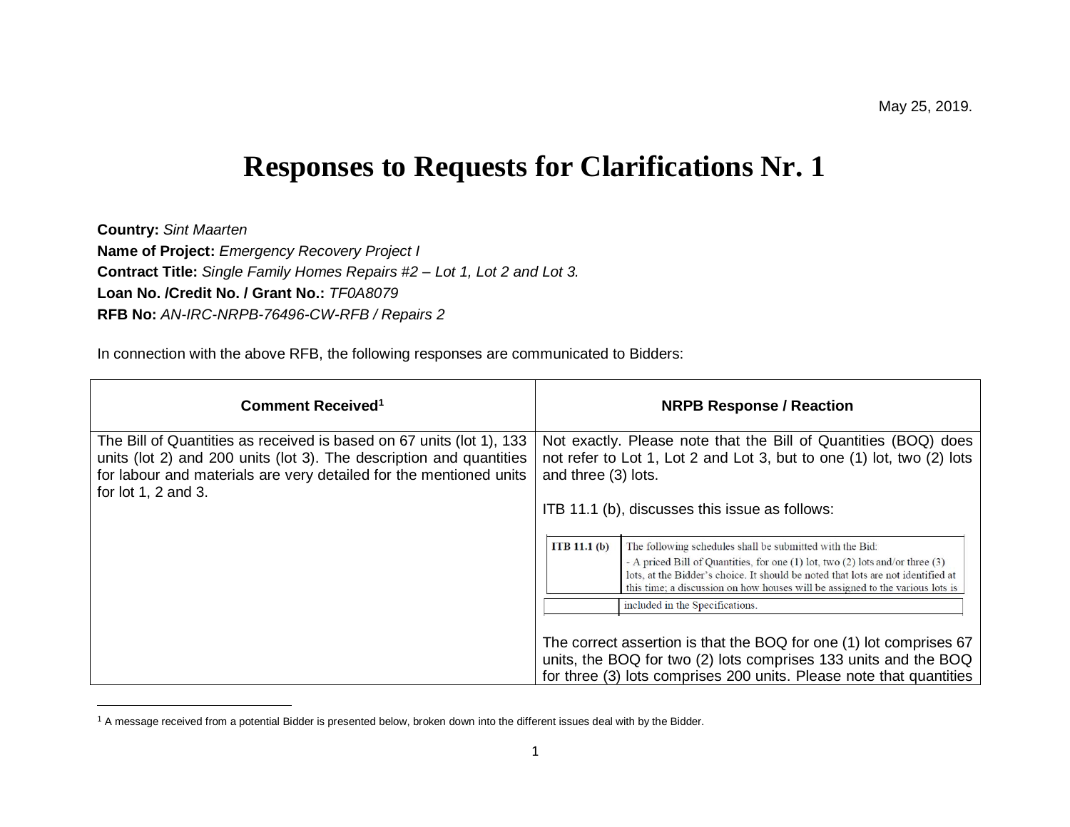May 25, 2019.

# Responses to Requests for Clarifications Nr. 1

**Country:** *Sint Maarten*
**Name of Project:** *Emergency Recovery Project I*
**Contract Title:** *Single Family Homes Repairs #2 – Lot 1, Lot 2 and Lot 3.*
**Loan No. /Credit No. / Grant No.:** *TF0A8079*
**RFB No:** *AN-IRC-NRPB-76496-CW-RFB / Repairs 2*

In connection with the above RFB, the following responses are communicated to Bidders:

| Comment Received[1] | NRPB Response / Reaction |
|---|---|
| The Bill of Quantities as received is based on 67 units (lot 1), 133 units (lot 2) and 200 units (lot 3). The description and quantities for labour and materials are very detailed for the mentioned units for lot 1, 2 and 3. | Not exactly. Please note that the Bill of Quantities (BOQ) does not refer to Lot 1, Lot 2 and Lot 3, but to one (1) lot, two (2) lots and three (3) lots.<br><br>ITB 11.1 (b), discusses this issue as follows:<br><br>**ITB 11.1 (b)** — The following schedules shall be submitted with the Bid: - A priced Bill of Quantities, for one (1) lot, two (2) lots and/or three (3) lots, at the Bidder's choice. It should be noted that lots are not identified at this time; a discussion on how houses will be assigned to the various lots is included in the Specifications.<br><br>The correct assertion is that the BOQ for one (1) lot comprises 67 units, the BOQ for two (2) lots comprises 133 units and the BOQ for three (3) lots comprises 200 units. Please note that quantities |

[1] A message received from a potential Bidder is presented below, broken down into the different issues deal with by the Bidder.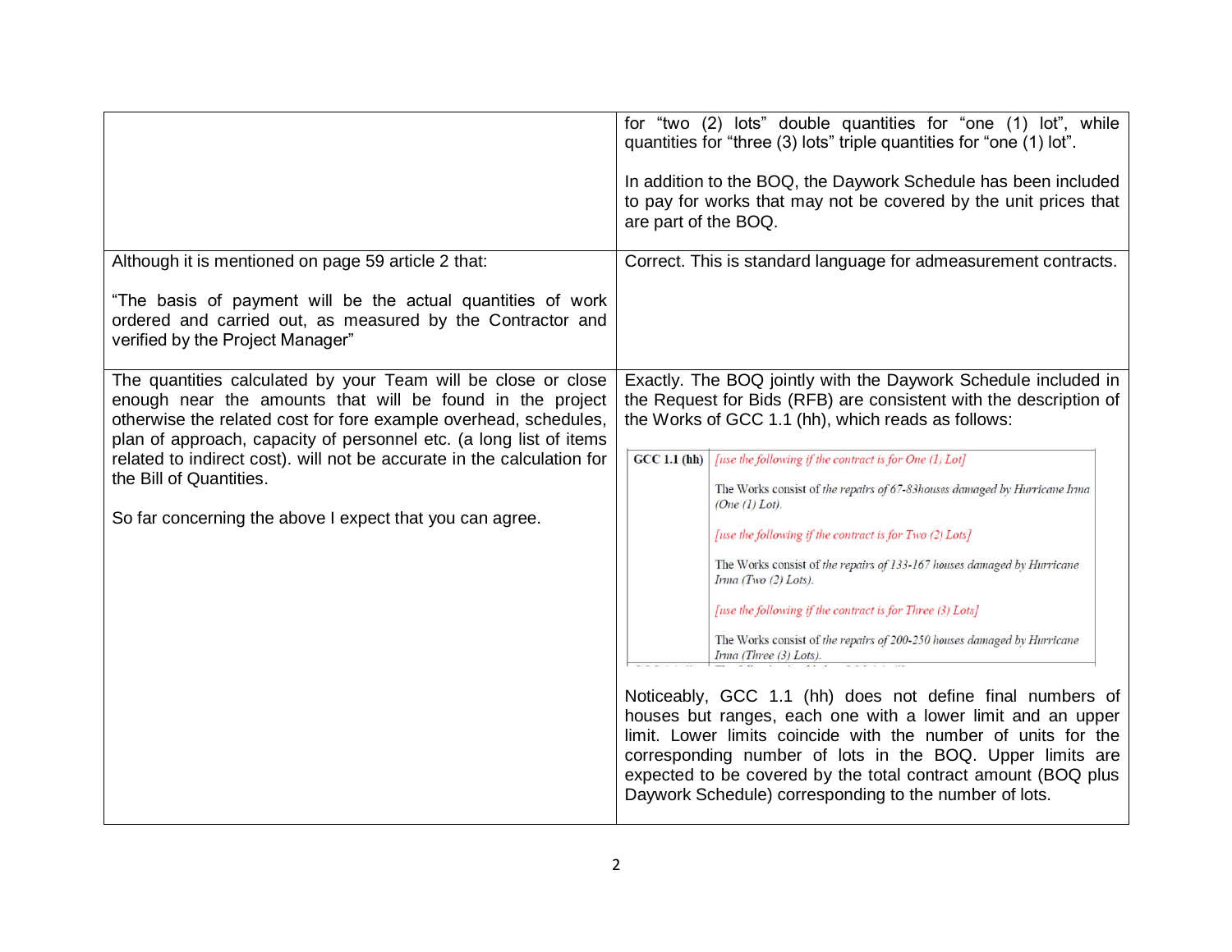| | |
|---|---|
| | for "two (2) lots" double quantities for "one (1) lot", while quantities for "three (3) lots" triple quantities for "one (1) lot".<br><br>In addition to the BOQ, the Daywork Schedule has been included to pay for works that may not be covered by the unit prices that are part of the BOQ. |
| Although it is mentioned on page 59 article 2 that:<br><br>"The basis of payment will be the actual quantities of work ordered and carried out, as measured by the Contractor and verified by the Project Manager" | Correct. This is standard language for admeasurement contracts. |
| The quantities calculated by your Team will be close or close enough near the amounts that will be found in the project otherwise the related cost for fore example overhead, schedules, plan of approach, capacity of personnel etc. (a long list of items related to indirect cost). will not be accurate in the calculation for the Bill of Quantities.<br><br>So far concerning the above I expect that you can agree. | Exactly. The BOQ jointly with the Daywork Schedule included in the Request for Bids (RFB) are consistent with the description of the Works of GCC 1.1 (hh), which reads as follows:<br><br>**GCC 1.1 (hh)** *[use the following if the contract is for One (1) Lot]*<br>The Works consist of *the repairs of 67-83houses damaged by Hurricane Irma (One (1) Lot).*<br>*[use the following if the contract is for Two (2) Lots]*<br>The Works consist of *the repairs of 133-167 houses damaged by Hurricane Irma (Two (2) Lots).*<br>*[use the following if the contract is for Three (3) Lots]*<br>The Works consist of *the repairs of 200-250 houses damaged by Hurricane Irma (Three (3) Lots).*<br><br>Noticeably, GCC 1.1 (hh) does not define final numbers of houses but ranges, each one with a lower limit and an upper limit. Lower limits coincide with the number of units for the corresponding number of lots in the BOQ. Upper limits are expected to be covered by the total contract amount (BOQ plus Daywork Schedule) corresponding to the number of lots. |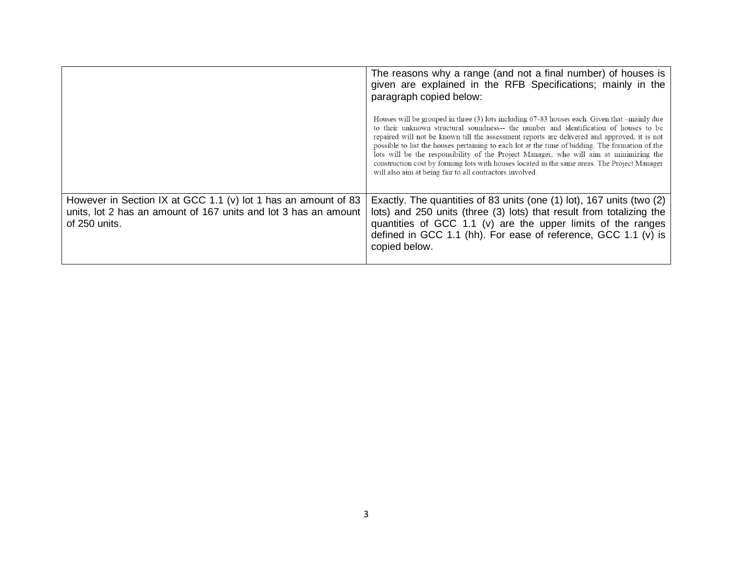| | |
|---|---|
| | The reasons why a range (and not a final number) of houses is given are explained in the RFB Specifications; mainly in the paragraph copied below:<br><br>Houses will be grouped in three (3) lots including 67-83 houses each. Given that –mainly due to their unknown structural soundness-- the number and identification of houses to be repaired will not be known till the assessment reports are delivered and approved, it is not possible to list the houses pertaining to each lot at the time of bidding. The formation of the lots will be the responsibility of the Project Manager, who will aim at minimizing the construction cost by forming lots with houses located in the same areas. The Project Manager will also aim at being fair to all contractors involved. |
| However in Section IX at GCC 1.1 (v) lot 1 has an amount of 83 units, lot 2 has an amount of 167 units and lot 3 has an amount of 250 units. | Exactly. The quantities of 83 units (one (1) lot), 167 units (two (2) lots) and 250 units (three (3) lots) that result from totalizing the quantities of GCC 1.1 (v) are the upper limits of the ranges defined in GCC 1.1 (hh). For ease of reference, GCC 1.1 (v) is copied below. |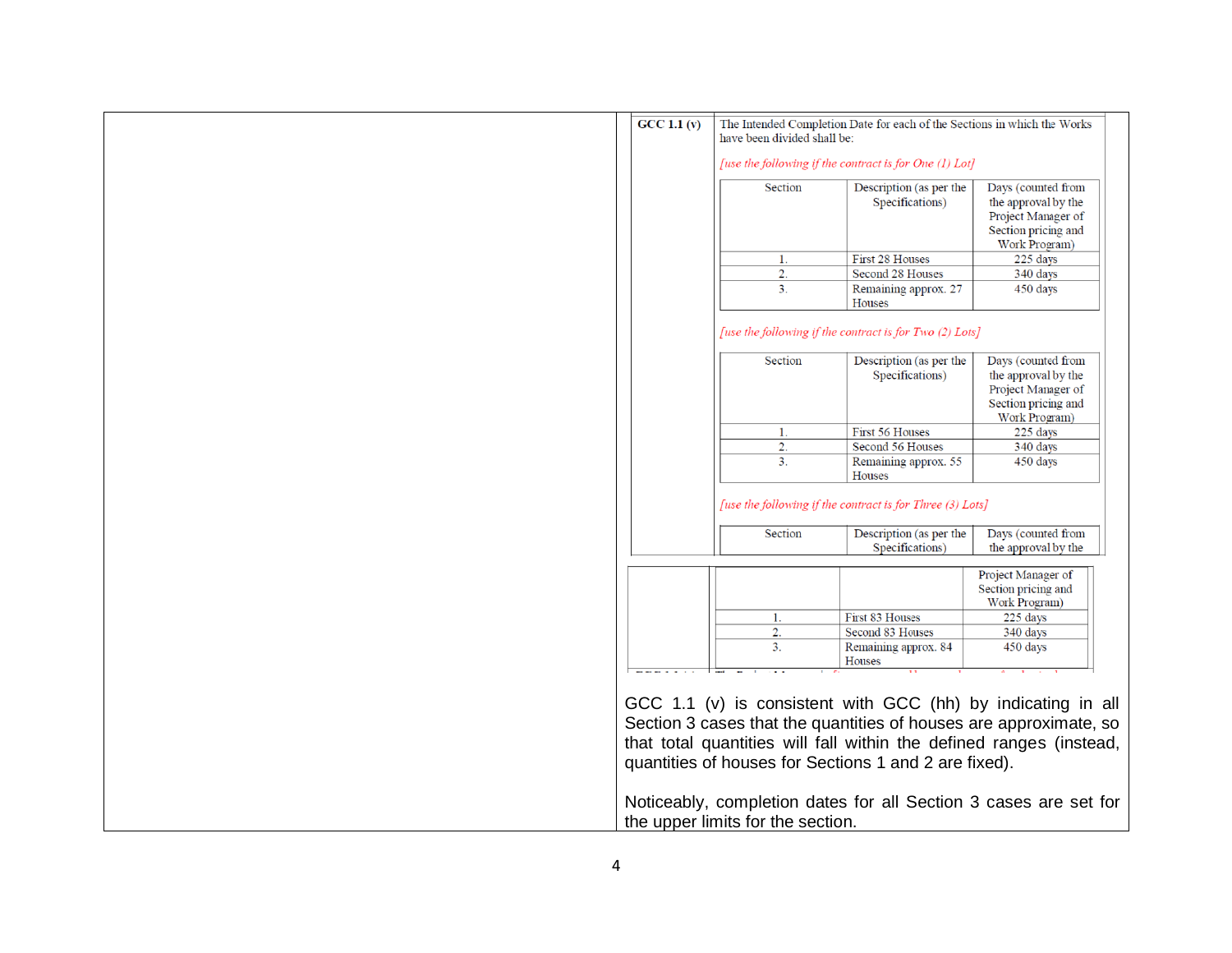| | |
|---|---|
| | **GCC 1.1 (v)** The Intended Completion Date for each of the Sections in which the Works have been divided shall be: |

*[use the following if the contract is for One (1) Lot]*

| Section | Description (as per the Specifications) | Days (counted from the approval by the Project Manager of Section pricing and Work Program) |
|---|---|---|
| 1. | First 28 Houses | 225 days |
| 2. | Second 28 Houses | 340 days |
| 3. | Remaining approx. 27 Houses | 450 days |

*[use the following if the contract is for Two (2) Lots]*

| Section | Description (as per the Specifications) | Days (counted from the approval by the Project Manager of Section pricing and Work Program) |
|---|---|---|
| 1. | First 56 Houses | 225 days |
| 2. | Second 56 Houses | 340 days |
| 3. | Remaining approx. 55 Houses | 450 days |

*[use the following if the contract is for Three (3) Lots]*

| Section | Description (as per the Specifications) | Days (counted from the approval by the Project Manager of Section pricing and Work Program) |
|---|---|---|
| 1. | First 83 Houses | 225 days |
| 2. | Second 83 Houses | 340 days |
| 3. | Remaining approx. 84 Houses | 450 days |

GCC 1.1 (v) is consistent with GCC (hh) by indicating in all Section 3 cases that the quantities of houses are approximate, so that total quantities will fall within the defined ranges (instead, quantities of houses for Sections 1 and 2 are fixed).

Noticeably, completion dates for all Section 3 cases are set for the upper limits for the section.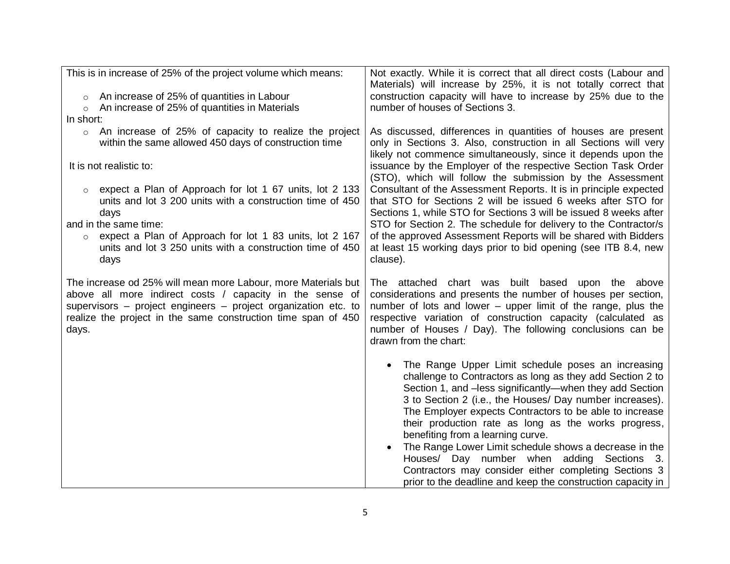| | |
|---|---|
| This is in increase of 25% of the project volume which means:<br><br>◦ An increase of 25% of quantities in Labour<br>◦ An increase of 25% of quantities in Materials<br><br>In short:<br><br>◦ An increase of 25% of capacity to realize the project within the same allowed 450 days of construction time<br><br>It is not realistic to:<br><br>◦ expect a Plan of Approach for lot 1 67 units, lot 2 133 units and lot 3 200 units with a construction time of 450 days<br><br>and in the same time:<br><br>◦ expect a Plan of Approach for lot 1 83 units, lot 2 167 units and lot 3 250 units with a construction time of 450 days<br><br>The increase od 25% will mean more Labour, more Materials but above all more indirect costs / capacity in the sense of supervisors – project engineers – project organization etc. to realize the project in the same construction time span of 450 days. | Not exactly. While it is correct that all direct costs (Labour and Materials) will increase by 25%, it is not totally correct that construction capacity will have to increase by 25% due to the number of houses of Sections 3.<br><br>As discussed, differences in quantities of houses are present only in Sections 3. Also, construction in all Sections will very likely not commence simultaneously, since it depends upon the issuance by the Employer of the respective Section Task Order (STO), which will follow the submission by the Assessment Consultant of the Assessment Reports. It is in principle expected that STO for Sections 2 will be issued 6 weeks after STO for Sections 1, while STO for Sections 3 will be issued 8 weeks after STO for Section 2. The schedule for delivery to the Contractor/s of the approved Assessment Reports will be shared with Bidders at least 15 working days prior to bid opening (see ITB 8.4, new clause).<br><br>The attached chart was built based upon the above considerations and presents the number of houses per section, number of lots and lower – upper limit of the range, plus the respective variation of construction capacity (calculated as number of Houses / Day). The following conclusions can be drawn from the chart:<br><br>• The Range Upper Limit schedule poses an increasing challenge to Contractors as long as they add Section 2 to Section 1, and –less significantly—when they add Section 3 to Section 2 (i.e., the Houses/ Day number increases). The Employer expects Contractors to be able to increase their production rate as long as the works progress, benefiting from a learning curve.<br>• The Range Lower Limit schedule shows a decrease in the Houses/ Day number when adding Sections 3. Contractors may consider either completing Sections 3 prior to the deadline and keep the construction capacity in |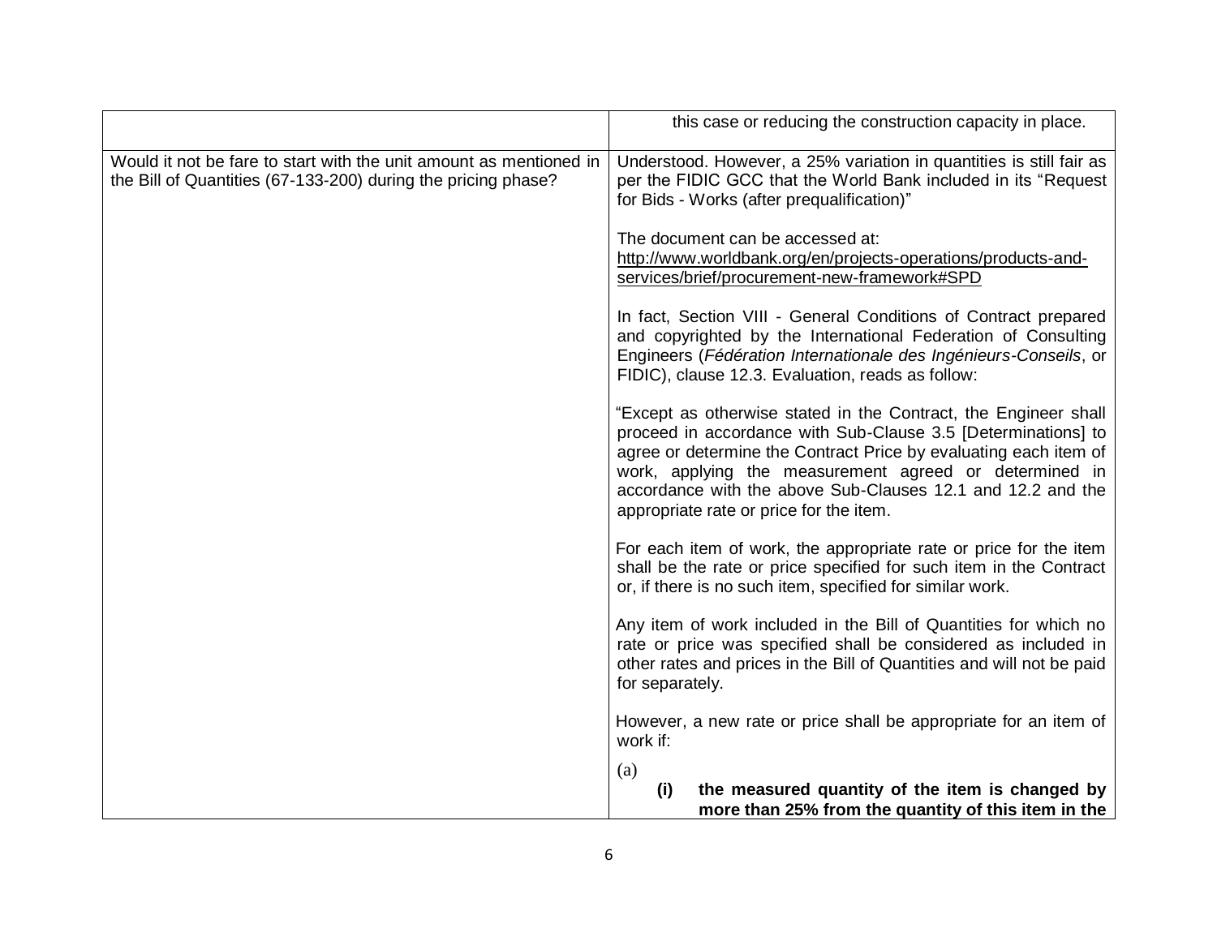| | |
|---|---|
| | this case or reducing the construction capacity in place. |
| Would it not be fare to start with the unit amount as mentioned in the Bill of Quantities (67-133-200) during the pricing phase? | Understood. However, a 25% variation in quantities is still fair as per the FIDIC GCC that the World Bank included in its "Request for Bids - Works (after prequalification)"<br><br>The document can be accessed at:<br>http://www.worldbank.org/en/projects-operations/products-and-services/brief/procurement-new-framework#SPD<br><br>In fact, Section VIII - General Conditions of Contract prepared and copyrighted by the International Federation of Consulting Engineers (*Fédération Internationale des Ingénieurs-Conseils*, or FIDIC), clause 12.3. Evaluation, reads as follow:<br><br>"Except as otherwise stated in the Contract, the Engineer shall proceed in accordance with Sub-Clause 3.5 [Determinations] to agree or determine the Contract Price by evaluating each item of work, applying the measurement agreed or determined in accordance with the above Sub-Clauses 12.1 and 12.2 and the appropriate rate or price for the item.<br><br>For each item of work, the appropriate rate or price for the item shall be the rate or price specified for such item in the Contract or, if there is no such item, specified for similar work.<br><br>Any item of work included in the Bill of Quantities for which no rate or price was specified shall be considered as included in other rates and prices in the Bill of Quantities and will not be paid for separately.<br><br>However, a new rate or price shall be appropriate for an item of work if:<br><br>(a)<br>**(i) the measured quantity of the item is changed by more than 25% from the quantity of this item in the** |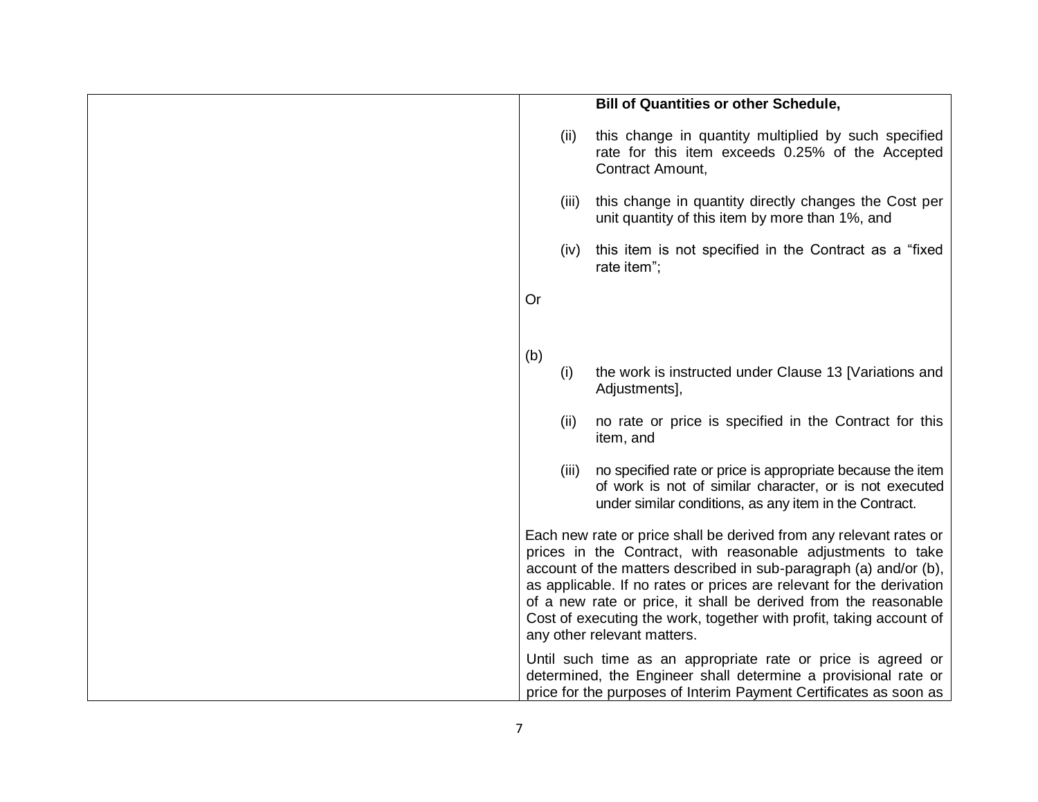| | **Bill of Quantities or other Schedule,**<br><br>(ii) this change in quantity multiplied by such specified rate for this item exceeds 0.25% of the Accepted Contract Amount,<br><br>(iii) this change in quantity directly changes the Cost per unit quantity of this item by more than 1%, and<br><br>(iv) this item is not specified in the Contract as a "fixed rate item";<br><br>Or<br><br>(b)<br>(i) the work is instructed under Clause 13 [Variations and Adjustments],<br><br>(ii) no rate or price is specified in the Contract for this item, and<br><br>(iii) no specified rate or price is appropriate because the item of work is not of similar character, or is not executed under similar conditions, as any item in the Contract.<br><br>Each new rate or price shall be derived from any relevant rates or prices in the Contract, with reasonable adjustments to take account of the matters described in sub-paragraph (a) and/or (b), as applicable. If no rates or prices are relevant for the derivation of a new rate or price, it shall be derived from the reasonable Cost of executing the work, together with profit, taking account of any other relevant matters.<br><br>Until such time as an appropriate rate or price is agreed or determined, the Engineer shall determine a provisional rate or price for the purposes of Interim Payment Certificates as soon as |
|---|---|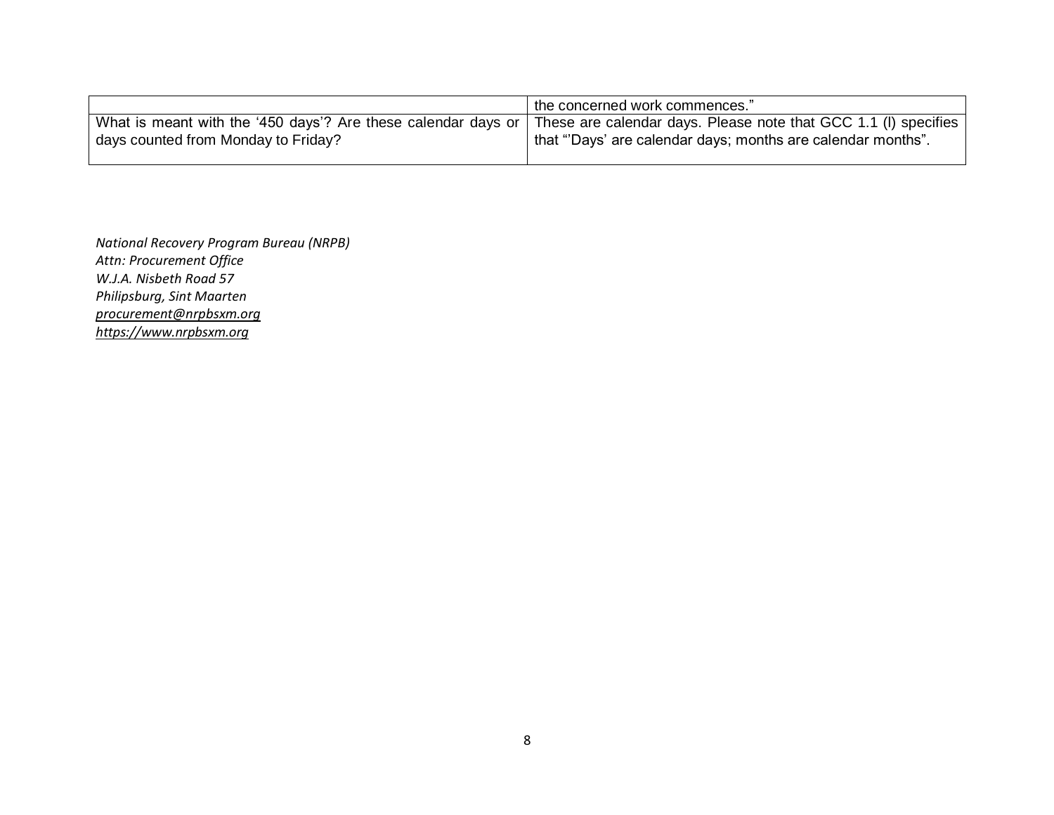| | |
|---|---|
| | the concerned work commences.” |
| What is meant with the ‘450 days’? Are these calendar days or days counted from Monday to Friday? | These are calendar days. Please note that GCC 1.1 (l) specifies that “’Days’ are calendar days; months are calendar months”. |

*National Recovery Program Bureau (NRPB)*
*Attn: Procurement Office*
*W.J.A. Nisbeth Road 57*
*Philipsburg, Sint Maarten*
*procurement@nrpbsxm.org*
*https://www.nrpbsxm.org*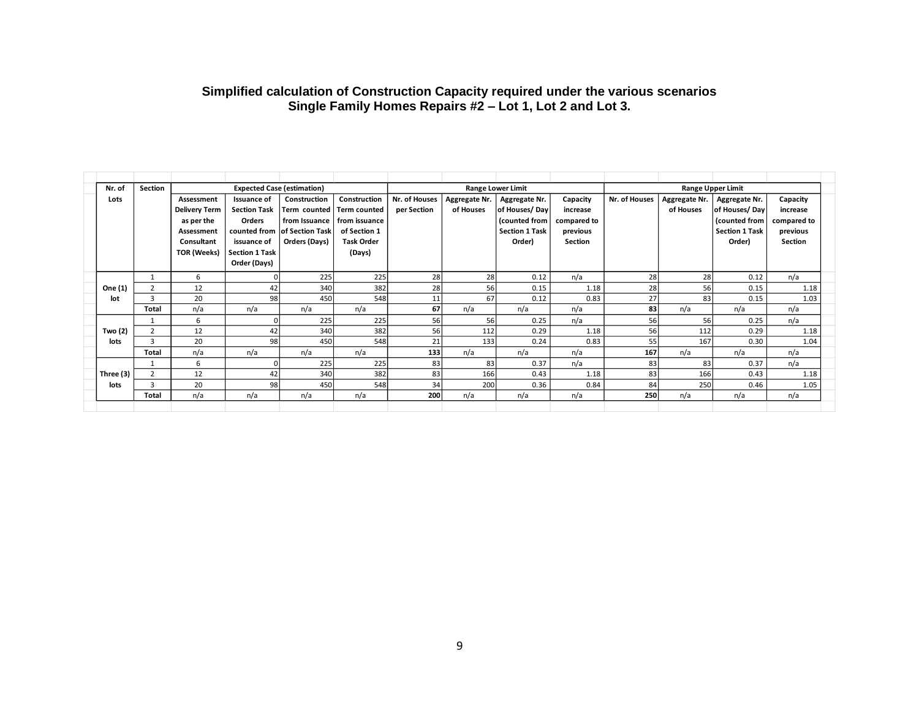**Simplified calculation of Construction Capacity required under the various scenarios**
**Single Family Homes Repairs #2 – Lot 1, Lot 2 and Lot 3.**

| Nr. of Lots | Section | Expected Case (estimation) | | | | Range Lower Limit | | | | Range Upper Limit | | | |
|---|---|---|---|---|---|---|---|---|---|---|---|---|---|
| | | Assessment Delivery Term as per the Assessment Consultant TOR (Weeks) | Issuance of Section Task Orders counted from issuance of Section 1 Task Order (Days) | Construction Term counted from Issuance of Section Task Orders (Days) | Construction Term counted from issuance of Section 1 Task Order (Days) | Nr. of Houses per Section | Aggregate Nr. of Houses | Aggregate Nr. of Houses/ Day (counted from Section 1 Task Order) | Capacity increase compared to previous Section | Nr. of Houses | Aggregate Nr. of Houses | Aggregate Nr. of Houses/ Day (counted from Section 1 Task Order) | Capacity increase compared to previous Section |
| One (1) lot | 1 | 6 | 0 | 225 | 225 | 28 | 28 | 0.12 | n/a | 28 | 28 | 0.12 | n/a |
| | 2 | 12 | 42 | 340 | 382 | 28 | 56 | 0.15 | 1.18 | 28 | 56 | 0.15 | 1.18 |
| | 3 | 20 | 98 | 450 | 548 | 11 | 67 | 0.12 | 0.83 | 27 | 83 | 0.15 | 1.03 |
| | **Total** | n/a | n/a | n/a | n/a | **67** | n/a | n/a | n/a | **83** | n/a | n/a | n/a |
| Two (2) lots | 1 | 6 | 0 | 225 | 225 | 56 | 56 | 0.25 | n/a | 56 | 56 | 0.25 | n/a |
| | 2 | 12 | 42 | 340 | 382 | 56 | 112 | 0.29 | 1.18 | 56 | 112 | 0.29 | 1.18 |
| | 3 | 20 | 98 | 450 | 548 | 21 | 133 | 0.24 | 0.83 | 55 | 167 | 0.30 | 1.04 |
| | **Total** | n/a | n/a | n/a | n/a | **133** | n/a | n/a | n/a | **167** | n/a | n/a | n/a |
| Three (3) lots | 1 | 6 | 0 | 225 | 225 | 83 | 83 | 0.37 | n/a | 83 | 83 | 0.37 | n/a |
| | 2 | 12 | 42 | 340 | 382 | 83 | 166 | 0.43 | 1.18 | 83 | 166 | 0.43 | 1.18 |
| | 3 | 20 | 98 | 450 | 548 | 34 | 200 | 0.36 | 0.84 | 84 | 250 | 0.46 | 1.05 |
| | **Total** | n/a | n/a | n/a | n/a | **200** | n/a | n/a | n/a | **250** | n/a | n/a | n/a |